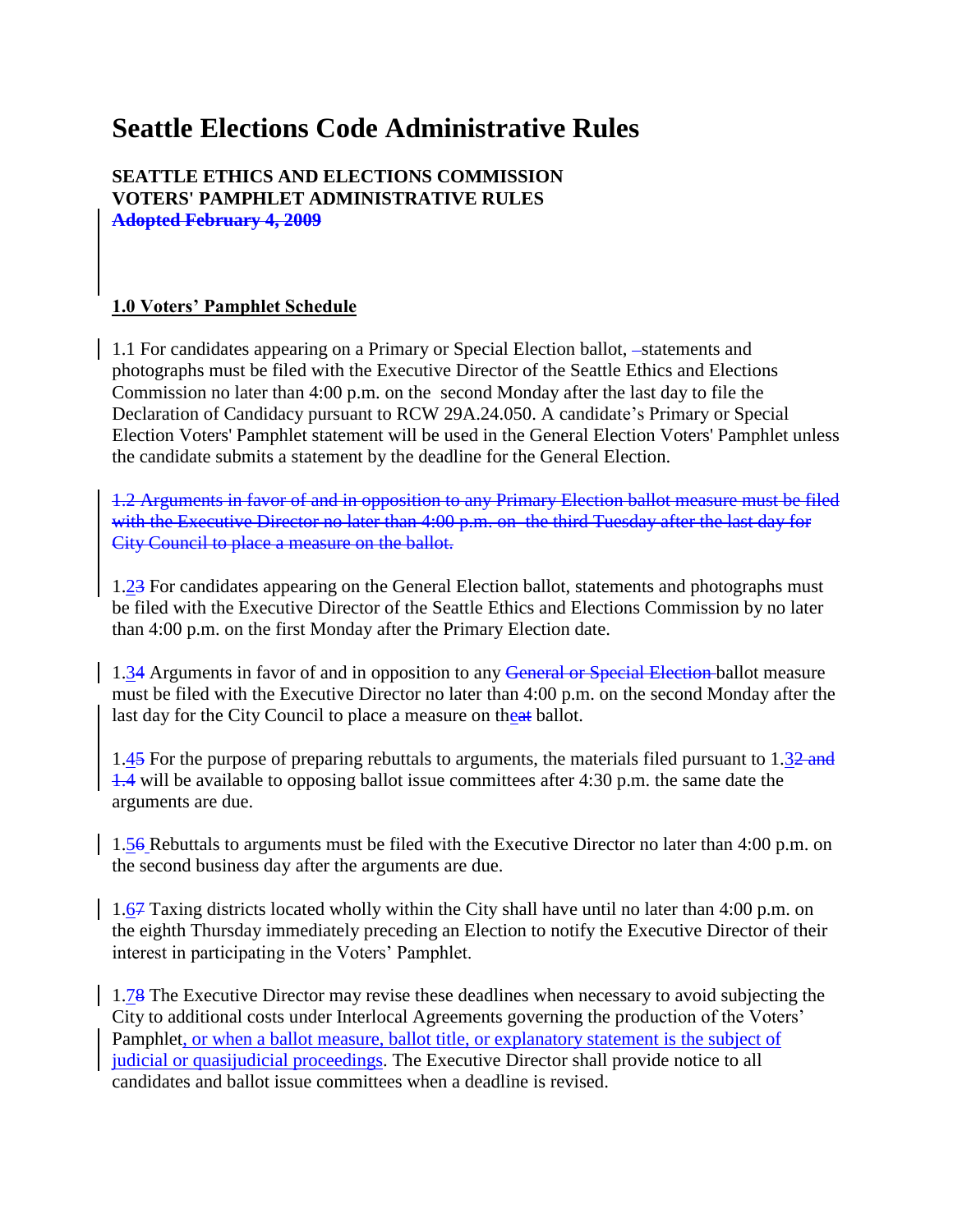# Seattle Elections Code Administrative Rules

**SEATTLE ETHICS AND ELECTIONS COMMISSION**
**VOTERS' PAMPHLET ADMINISTRATIVE RULES**
~~**Adopted February 4, 2009**~~

## 1.0 Voters' Pamphlet Schedule

1.1 For candidates appearing on a Primary or Special Election ballot, statements and photographs must be filed with the Executive Director of the Seattle Ethics and Elections Commission no later than 4:00 p.m. on the second Monday after the last day to file the Declaration of Candidacy pursuant to RCW 29A.24.050. A candidate's Primary or Special Election Voters' Pamphlet statement will be used in the General Election Voters' Pamphlet unless the candidate submits a statement by the deadline for the General Election.

~~1.2 Arguments in favor of and in opposition to any Primary Election ballot measure must be filed with the Executive Director no later than 4:00 p.m. on the third Tuesday after the last day for City Council to place a measure on the ballot.~~

1.2~~3~~ For candidates appearing on the General Election ballot, statements and photographs must be filed with the Executive Director of the Seattle Ethics and Elections Commission by no later than 4:00 p.m. on the first Monday after the Primary Election date.

1.3~~4~~ Arguments in favor of and in opposition to any ~~General or Special Election~~ ballot measure must be filed with the Executive Director no later than 4:00 p.m. on the second Monday after the last day for the City Council to place a measure on the~~at~~ ballot.

1.4~~5~~ For the purpose of preparing rebuttals to arguments, the materials filed pursuant to 1.3~~2 and 1.4~~ will be available to opposing ballot issue committees after 4:30 p.m. the same date the arguments are due.

1.5~~6~~ Rebuttals to arguments must be filed with the Executive Director no later than 4:00 p.m. on the second business day after the arguments are due.

1.6~~7~~ Taxing districts located wholly within the City shall have until no later than 4:00 p.m. on the eighth Thursday immediately preceding an Election to notify the Executive Director of their interest in participating in the Voters' Pamphlet.

1.7~~8~~ The Executive Director may revise these deadlines when necessary to avoid subjecting the City to additional costs under Interlocal Agreements governing the production of the Voters' Pamphlet, or when a ballot measure, ballot title, or explanatory statement is the subject of judicial or quasijudicial proceedings. The Executive Director shall provide notice to all candidates and ballot issue committees when a deadline is revised.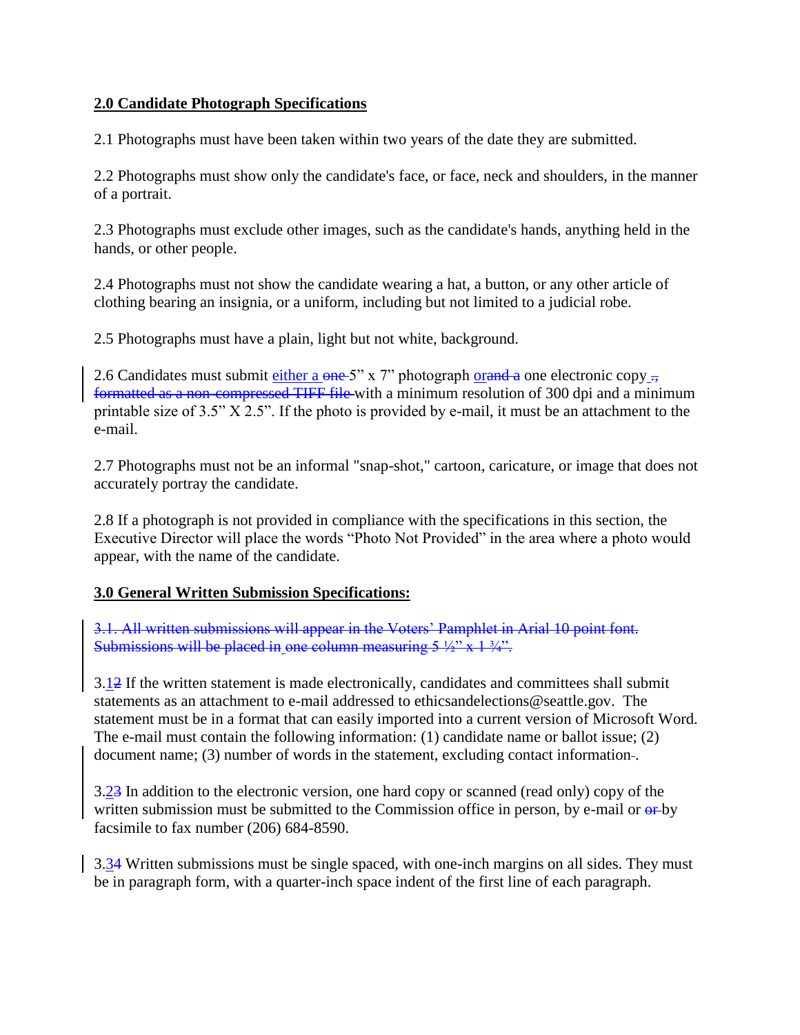## 2.0 Candidate Photograph Specifications

2.1 Photographs must have been taken within two years of the date they are submitted.

2.2 Photographs must show only the candidate's face, or face, neck and shoulders, in the manner of a portrait.

2.3 Photographs must exclude other images, such as the candidate's hands, anything held in the hands, or other people.

2.4 Photographs must not show the candidate wearing a hat, a button, or any other article of clothing bearing an insignia, or a uniform, including but not limited to a judicial robe.

2.5 Photographs must have a plain, light but not white, background.

2.6 Candidates must submit either a ~~one~~ 5” x 7” photograph or~~and a~~ one electronic copy ~~.,~~ ~~formatted as a non-compressed TIFF file~~ with a minimum resolution of 300 dpi and a minimum printable size of 3.5” X 2.5”. If the photo is provided by e-mail, it must be an attachment to the e-mail.

2.7 Photographs must not be an informal "snap-shot," cartoon, caricature, or image that does not accurately portray the candidate.

2.8 If a photograph is not provided in compliance with the specifications in this section, the Executive Director will place the words “Photo Not Provided” in the area where a photo would appear, with the name of the candidate.

## 3.0 General Written Submission Specifications:

~~3.1. All written submissions will appear in the Voters’ Pamphlet in Arial 10 point font. Submissions will be placed in one column measuring 5 ½” x 1 ¾”.~~

3.1~~2~~ If the written statement is made electronically, candidates and committees shall submit statements as an attachment to e-mail addressed to ethicsandelections@seattle.gov. The statement must be in a format that can easily imported into a current version of Microsoft Word. The e-mail must contain the following information: (1) candidate name or ballot issue; (2) document name; (3) number of words in the statement, excluding contact information~~-~~.

3.2~~3~~ In addition to the electronic version, one hard copy or scanned (read only) copy of the written submission must be submitted to the Commission office in person, by e-mail or ~~or~~ by facsimile to fax number (206) 684-8590.

3.3~~4~~ Written submissions must be single spaced, with one-inch margins on all sides. They must be in paragraph form, with a quarter-inch space indent of the first line of each paragraph.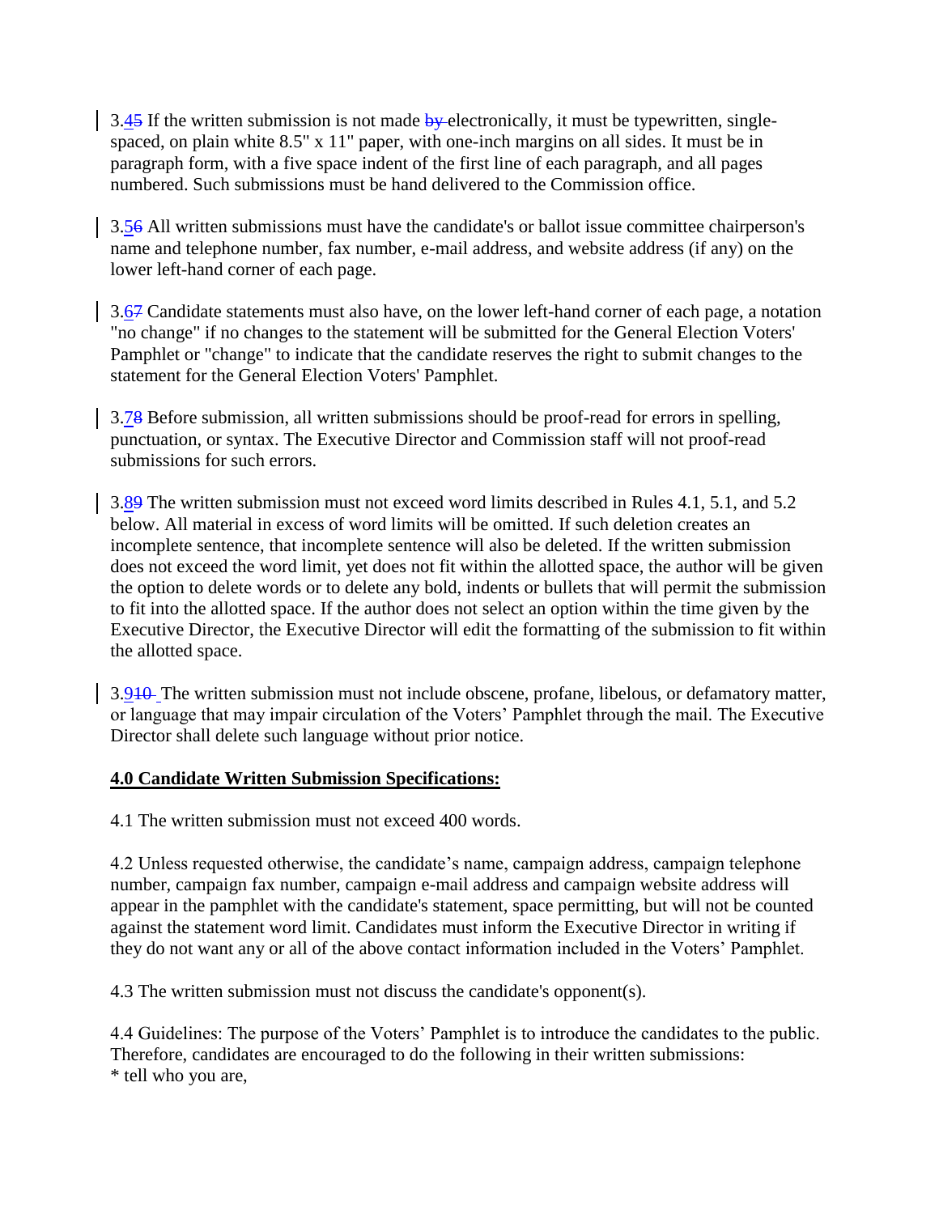3.4~~5~~ If the written submission is not made ~~by~~ electronically, it must be typewritten, single-spaced, on plain white 8.5" x 11" paper, with one-inch margins on all sides. It must be in paragraph form, with a five space indent of the first line of each paragraph, and all pages numbered. Such submissions must be hand delivered to the Commission office.

3.5~~6~~ All written submissions must have the candidate's or ballot issue committee chairperson's name and telephone number, fax number, e-mail address, and website address (if any) on the lower left-hand corner of each page.

3.6~~7~~ Candidate statements must also have, on the lower left-hand corner of each page, a notation "no change" if no changes to the statement will be submitted for the General Election Voters' Pamphlet or "change" to indicate that the candidate reserves the right to submit changes to the statement for the General Election Voters' Pamphlet.

3.7~~8~~ Before submission, all written submissions should be proof-read for errors in spelling, punctuation, or syntax. The Executive Director and Commission staff will not proof-read submissions for such errors.

3.8~~9~~ The written submission must not exceed word limits described in Rules 4.1, 5.1, and 5.2 below. All material in excess of word limits will be omitted. If such deletion creates an incomplete sentence, that incomplete sentence will also be deleted. If the written submission does not exceed the word limit, yet does not fit within the allotted space, the author will be given the option to delete words or to delete any bold, indents or bullets that will permit the submission to fit into the allotted space. If the author does not select an option within the time given by the Executive Director, the Executive Director will edit the formatting of the submission to fit within the allotted space.

3.9~~10~~ The written submission must not include obscene, profane, libelous, or defamatory matter, or language that may impair circulation of the Voters' Pamphlet through the mail. The Executive Director shall delete such language without prior notice.

## 4.0 Candidate Written Submission Specifications:

4.1 The written submission must not exceed 400 words.

4.2 Unless requested otherwise, the candidate's name, campaign address, campaign telephone number, campaign fax number, campaign e-mail address and campaign website address will appear in the pamphlet with the candidate's statement, space permitting, but will not be counted against the statement word limit. Candidates must inform the Executive Director in writing if they do not want any or all of the above contact information included in the Voters' Pamphlet.

4.3 The written submission must not discuss the candidate's opponent(s).

4.4 Guidelines: The purpose of the Voters' Pamphlet is to introduce the candidates to the public. Therefore, candidates are encouraged to do the following in their written submissions:
* tell who you are,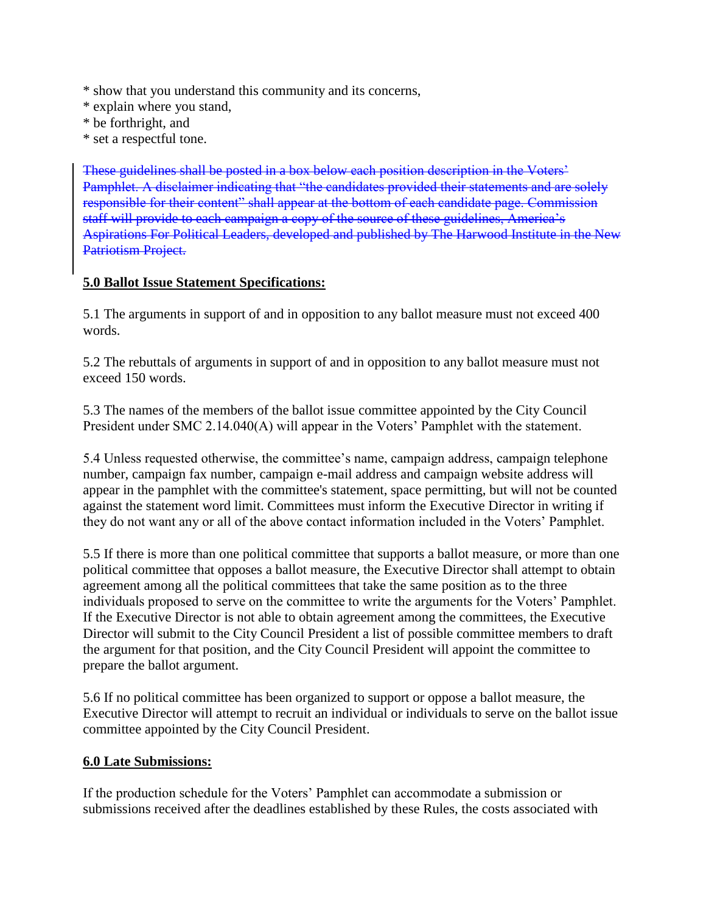* show that you understand this community and its concerns,
* explain where you stand,
* be forthright, and
* set a respectful tone.

~~These guidelines shall be posted in a box below each position description in the Voters' Pamphlet. A disclaimer indicating that "the candidates provided their statements and are solely responsible for their content" shall appear at the bottom of each candidate page. Commission staff will provide to each campaign a copy of the source of these guidelines, America's Aspirations For Political Leaders, developed and published by The Harwood Institute in the New Patriotism Project.~~

**5.0 Ballot Issue Statement Specifications:**

5.1 The arguments in support of and in opposition to any ballot measure must not exceed 400 words.

5.2 The rebuttals of arguments in support of and in opposition to any ballot measure must not exceed 150 words.

5.3 The names of the members of the ballot issue committee appointed by the City Council President under SMC 2.14.040(A) will appear in the Voters' Pamphlet with the statement.

5.4 Unless requested otherwise, the committee's name, campaign address, campaign telephone number, campaign fax number, campaign e-mail address and campaign website address will appear in the pamphlet with the committee's statement, space permitting, but will not be counted against the statement word limit. Committees must inform the Executive Director in writing if they do not want any or all of the above contact information included in the Voters' Pamphlet.

5.5 If there is more than one political committee that supports a ballot measure, or more than one political committee that opposes a ballot measure, the Executive Director shall attempt to obtain agreement among all the political committees that take the same position as to the three individuals proposed to serve on the committee to write the arguments for the Voters' Pamphlet. If the Executive Director is not able to obtain agreement among the committees, the Executive Director will submit to the City Council President a list of possible committee members to draft the argument for that position, and the City Council President will appoint the committee to prepare the ballot argument.

5.6 If no political committee has been organized to support or oppose a ballot measure, the Executive Director will attempt to recruit an individual or individuals to serve on the ballot issue committee appointed by the City Council President.

**6.0 Late Submissions:**

If the production schedule for the Voters' Pamphlet can accommodate a submission or submissions received after the deadlines established by these Rules, the costs associated with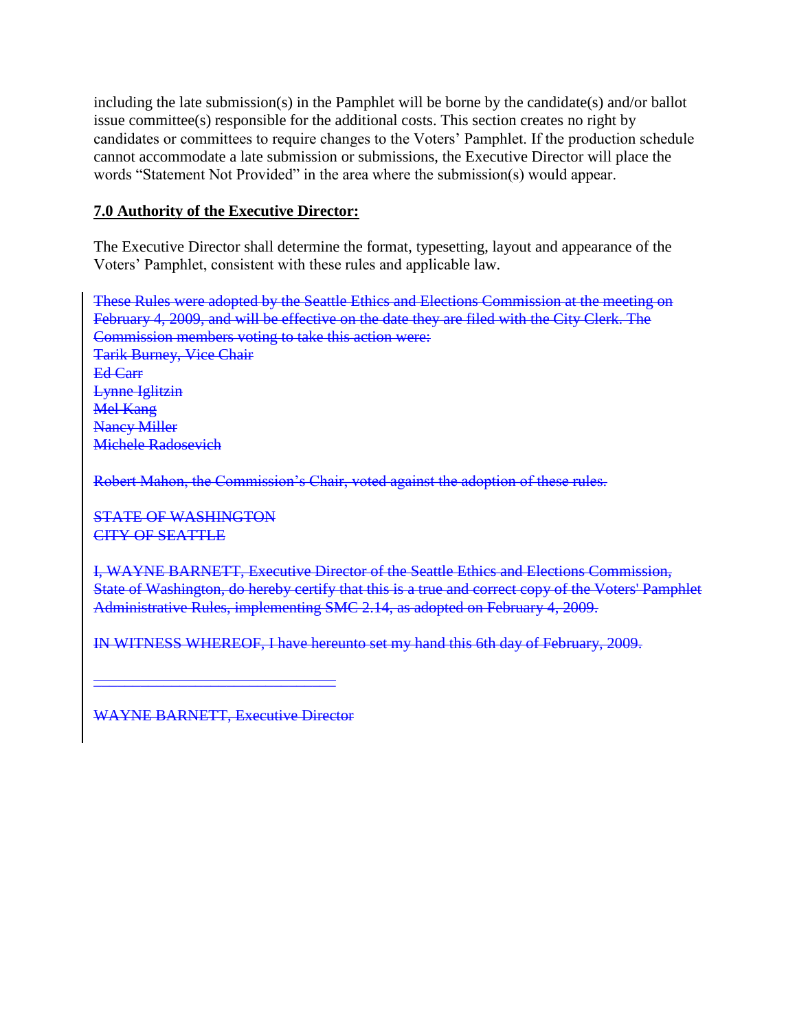including the late submission(s) in the Pamphlet will be borne by the candidate(s) and/or ballot issue committee(s) responsible for the additional costs. This section creates no right by candidates or committees to require changes to the Voters' Pamphlet. If the production schedule cannot accommodate a late submission or submissions, the Executive Director will place the words "Statement Not Provided" in the area where the submission(s) would appear.

**7.0 Authority of the Executive Director:**

The Executive Director shall determine the format, typesetting, layout and appearance of the Voters' Pamphlet, consistent with these rules and applicable law.

~~These Rules were adopted by the Seattle Ethics and Elections Commission at the meeting on February 4, 2009, and will be effective on the date they are filed with the City Clerk. The Commission members voting to take this action were:~~
~~Tarik Burney, Vice Chair~~
~~Ed Carr~~
~~Lynne Iglitzin~~
~~Mel Kang~~
~~Nancy Miller~~
~~Michele Radosevich~~

~~Robert Mahon, the Commission's Chair, voted against the adoption of these rules.~~

~~STATE OF WASHINGTON~~
~~CITY OF SEATTLE~~

~~I, WAYNE BARNETT, Executive Director of the Seattle Ethics and Elections Commission, State of Washington, do hereby certify that this is a true and correct copy of the Voters' Pamphlet Administrative Rules, implementing SMC 2.14, as adopted on February 4, 2009.~~

~~IN WITNESS WHEREOF, I have hereunto set my hand this 6th day of February, 2009.~~

______________________________

~~WAYNE BARNETT, Executive Director~~